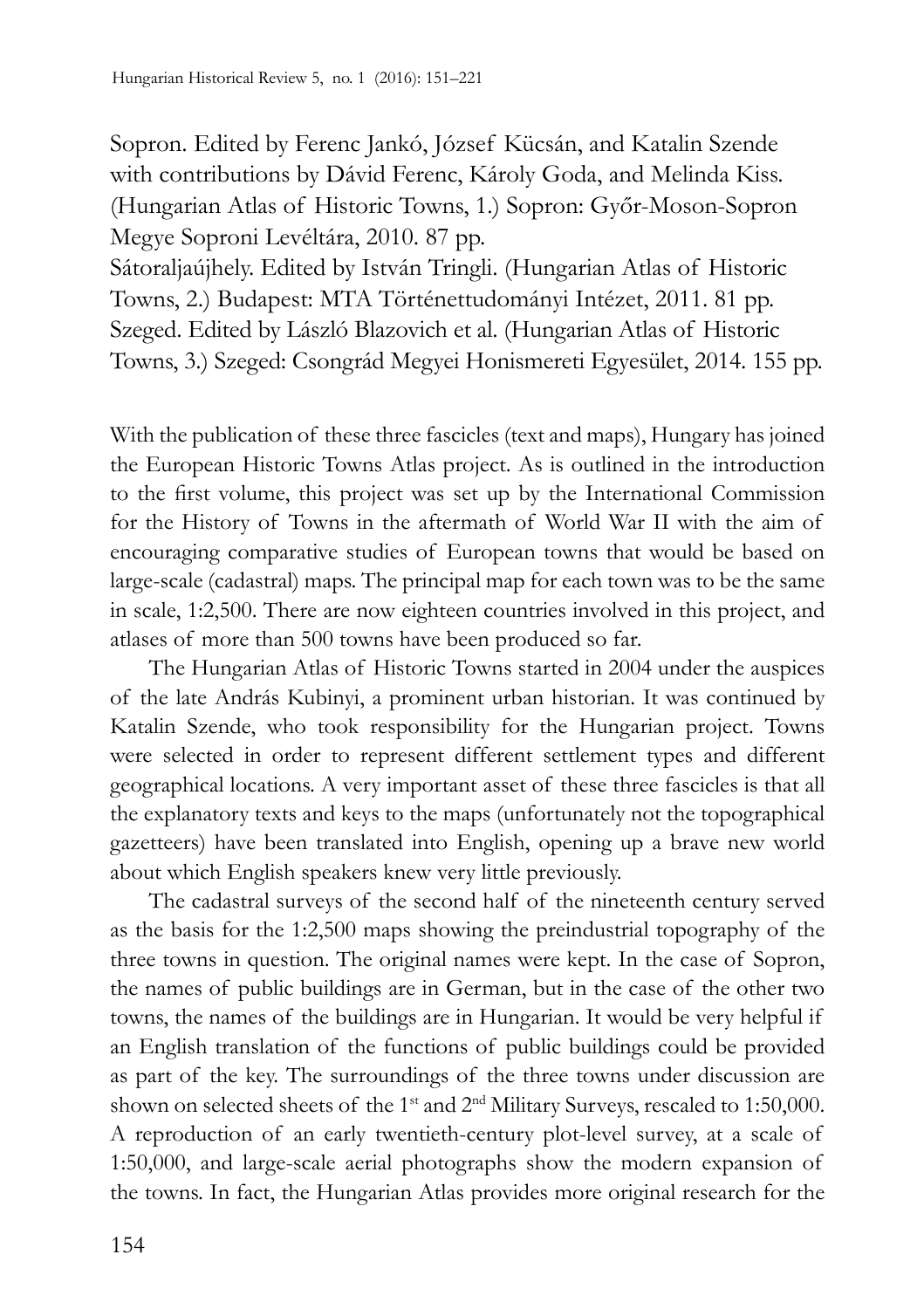Sopron. Edited by Ferenc Jankó, József Kücsán, and Katalin Szende with contributions by Dávid Ferenc, Károly Goda, and Melinda Kiss. (Hungarian Atlas of Historic Towns, 1.) Sopron: Győr-Moson-Sopron Megye Soproni Levéltára, 2010. 87 pp.
Sátoraljaújhely. Edited by István Tringli. (Hungarian Atlas of Historic Towns, 2.) Budapest: MTA Történettudományi Intézet, 2011. 81 pp.
Szeged. Edited by László Blazovich et al. (Hungarian Atlas of Historic Towns, 3.) Szeged: Csongrád Megyei Honismereti Egyesület, 2014. 155 pp.

With the publication of these three fascicles (text and maps), Hungary has joined the European Historic Towns Atlas project. As is outlined in the introduction to the first volume, this project was set up by the International Commission for the History of Towns in the aftermath of World War II with the aim of encouraging comparative studies of European towns that would be based on large-scale (cadastral) maps. The principal map for each town was to be the same in scale, 1:2,500. There are now eighteen countries involved in this project, and atlases of more than 500 towns have been produced so far.

The Hungarian Atlas of Historic Towns started in 2004 under the auspices of the late András Kubinyi, a prominent urban historian. It was continued by Katalin Szende, who took responsibility for the Hungarian project. Towns were selected in order to represent different settlement types and different geographical locations. A very important asset of these three fascicles is that all the explanatory texts and keys to the maps (unfortunately not the topographical gazetteers) have been translated into English, opening up a brave new world about which English speakers knew very little previously.

The cadastral surveys of the second half of the nineteenth century served as the basis for the 1:2,500 maps showing the preindustrial topography of the three towns in question. The original names were kept. In the case of Sopron, the names of public buildings are in German, but in the case of the other two towns, the names of the buildings are in Hungarian. It would be very helpful if an English translation of the functions of public buildings could be provided as part of the key. The surroundings of the three towns under discussion are shown on selected sheets of the 1st and 2nd Military Surveys, rescaled to 1:50,000. A reproduction of an early twentieth-century plot-level survey, at a scale of 1:50,000, and large-scale aerial photographs show the modern expansion of the towns. In fact, the Hungarian Atlas provides more original research for the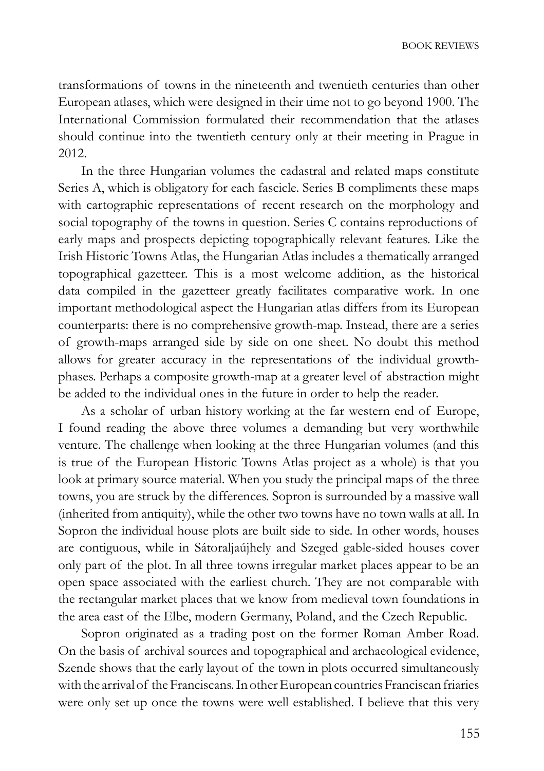transformations of towns in the nineteenth and twentieth centuries than other European atlases, which were designed in their time not to go beyond 1900. The International Commission formulated their recommendation that the atlases should continue into the twentieth century only at their meeting in Prague in 2012.

In the three Hungarian volumes the cadastral and related maps constitute Series A, which is obligatory for each fascicle. Series B compliments these maps with cartographic representations of recent research on the morphology and social topography of the towns in question. Series C contains reproductions of early maps and prospects depicting topographically relevant features. Like the Irish Historic Towns Atlas, the Hungarian Atlas includes a thematically arranged topographical gazetteer. This is a most welcome addition, as the historical data compiled in the gazetteer greatly facilitates comparative work. In one important methodological aspect the Hungarian atlas differs from its European counterparts: there is no comprehensive growth-map. Instead, there are a series of growth-maps arranged side by side on one sheet. No doubt this method allows for greater accuracy in the representations of the individual growth-phases. Perhaps a composite growth-map at a greater level of abstraction might be added to the individual ones in the future in order to help the reader.

As a scholar of urban history working at the far western end of Europe, I found reading the above three volumes a demanding but very worthwhile venture. The challenge when looking at the three Hungarian volumes (and this is true of the European Historic Towns Atlas project as a whole) is that you look at primary source material. When you study the principal maps of the three towns, you are struck by the differences. Sopron is surrounded by a massive wall (inherited from antiquity), while the other two towns have no town walls at all. In Sopron the individual house plots are built side to side. In other words, houses are contiguous, while in Sátoraljaújhely and Szeged gable-sided houses cover only part of the plot. In all three towns irregular market places appear to be an open space associated with the earliest church. They are not comparable with the rectangular market places that we know from medieval town foundations in the area east of the Elbe, modern Germany, Poland, and the Czech Republic.

Sopron originated as a trading post on the former Roman Amber Road. On the basis of archival sources and topographical and archaeological evidence, Szende shows that the early layout of the town in plots occurred simultaneously with the arrival of the Franciscans. In other European countries Franciscan friaries were only set up once the towns were well established. I believe that this very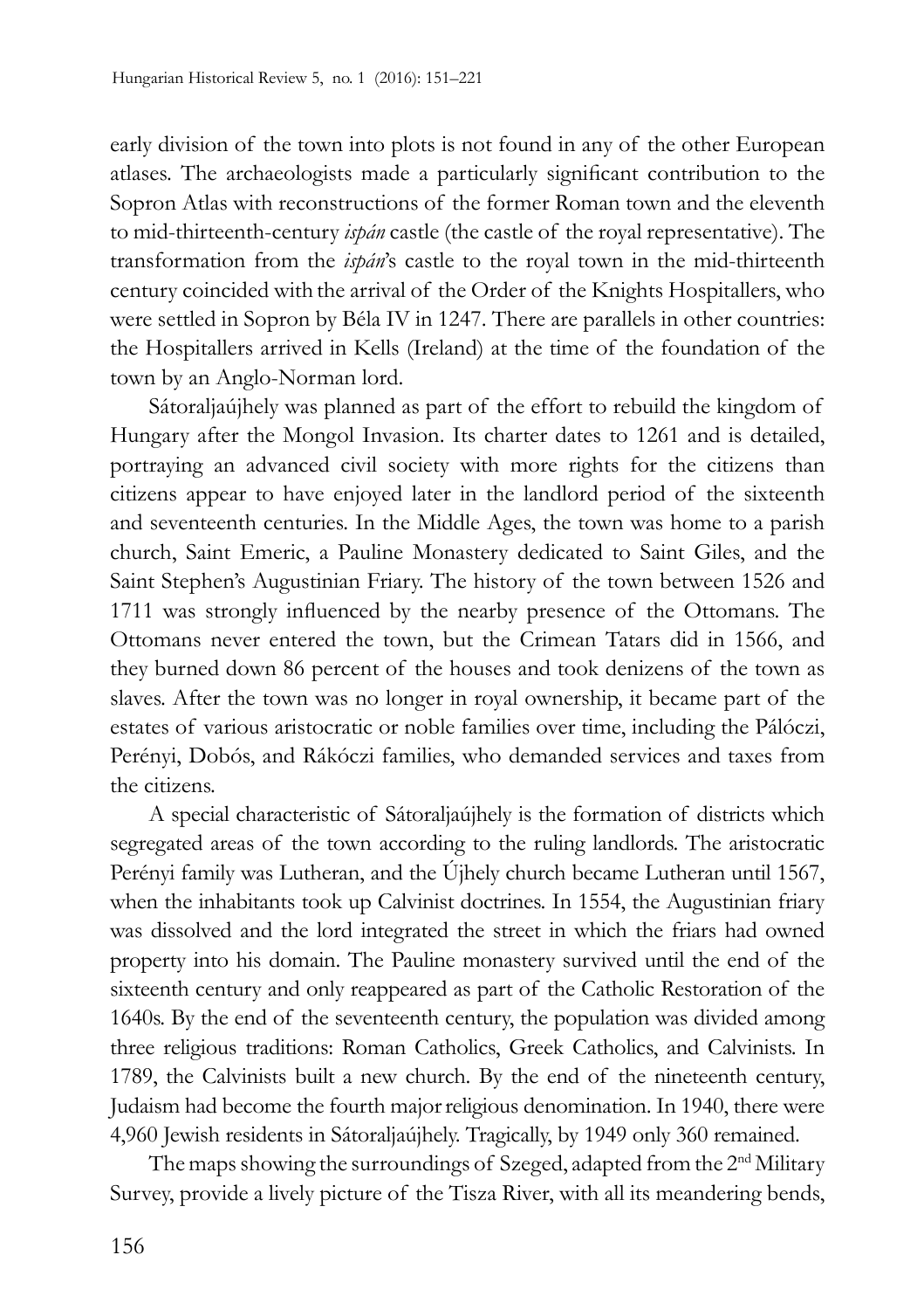early division of the town into plots is not found in any of the other European atlases. The archaeologists made a particularly significant contribution to the Sopron Atlas with reconstructions of the former Roman town and the eleventh to mid-thirteenth-century *ispán* castle (the castle of the royal representative). The transformation from the *ispán*'s castle to the royal town in the mid-thirteenth century coincided with the arrival of the Order of the Knights Hospitallers, who were settled in Sopron by Béla IV in 1247. There are parallels in other countries: the Hospitallers arrived in Kells (Ireland) at the time of the foundation of the town by an Anglo-Norman lord.

Sátoraljaújhely was planned as part of the effort to rebuild the kingdom of Hungary after the Mongol Invasion. Its charter dates to 1261 and is detailed, portraying an advanced civil society with more rights for the citizens than citizens appear to have enjoyed later in the landlord period of the sixteenth and seventeenth centuries. In the Middle Ages, the town was home to a parish church, Saint Emeric, a Pauline Monastery dedicated to Saint Giles, and the Saint Stephen's Augustinian Friary. The history of the town between 1526 and 1711 was strongly influenced by the nearby presence of the Ottomans. The Ottomans never entered the town, but the Crimean Tatars did in 1566, and they burned down 86 percent of the houses and took denizens of the town as slaves. After the town was no longer in royal ownership, it became part of the estates of various aristocratic or noble families over time, including the Pálóczi, Perényi, Dobós, and Rákóczi families, who demanded services and taxes from the citizens.

A special characteristic of Sátoraljaújhely is the formation of districts which segregated areas of the town according to the ruling landlords. The aristocratic Perényi family was Lutheran, and the Újhely church became Lutheran until 1567, when the inhabitants took up Calvinist doctrines. In 1554, the Augustinian friary was dissolved and the lord integrated the street in which the friars had owned property into his domain. The Pauline monastery survived until the end of the sixteenth century and only reappeared as part of the Catholic Restoration of the 1640s. By the end of the seventeenth century, the population was divided among three religious traditions: Roman Catholics, Greek Catholics, and Calvinists. In 1789, the Calvinists built a new church. By the end of the nineteenth century, Judaism had become the fourth major religious denomination. In 1940, there were 4,960 Jewish residents in Sátoraljaújhely. Tragically, by 1949 only 360 remained.

The maps showing the surroundings of Szeged, adapted from the 2nd Military Survey, provide a lively picture of the Tisza River, with all its meandering bends,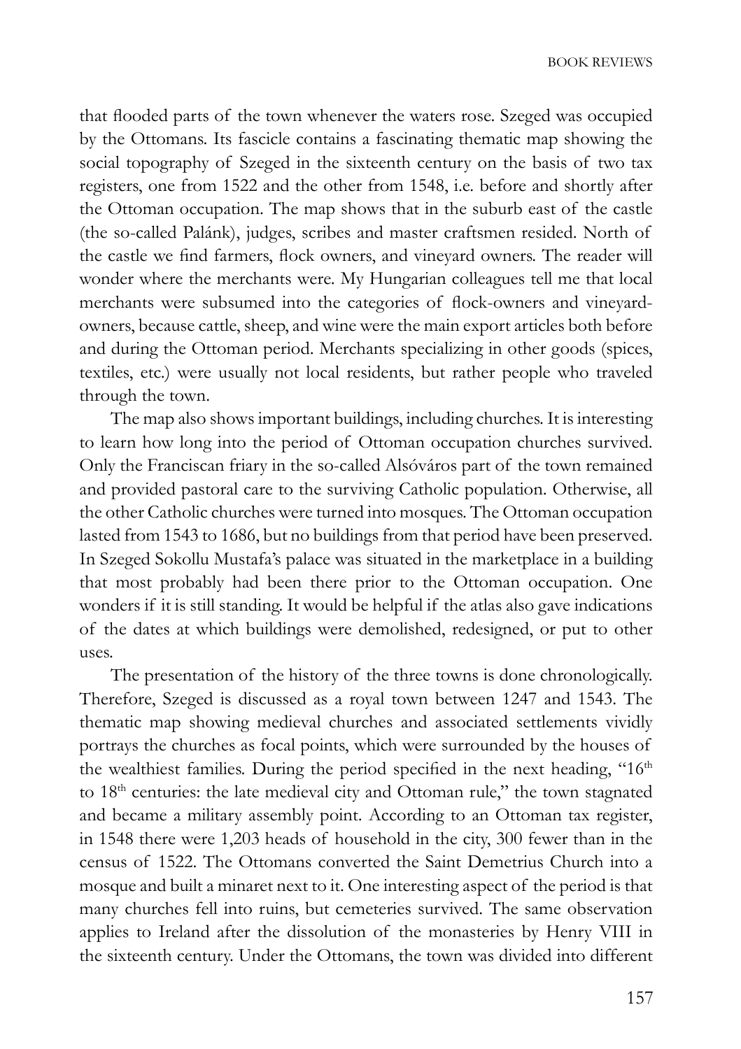that flooded parts of the town whenever the waters rose. Szeged was occupied by the Ottomans. Its fascicle contains a fascinating thematic map showing the social topography of Szeged in the sixteenth century on the basis of two tax registers, one from 1522 and the other from 1548, i.e. before and shortly after the Ottoman occupation. The map shows that in the suburb east of the castle (the so-called Palánk), judges, scribes and master craftsmen resided. North of the castle we find farmers, flock owners, and vineyard owners. The reader will wonder where the merchants were. My Hungarian colleagues tell me that local merchants were subsumed into the categories of flock-owners and vineyard-owners, because cattle, sheep, and wine were the main export articles both before and during the Ottoman period. Merchants specializing in other goods (spices, textiles, etc.) were usually not local residents, but rather people who traveled through the town.

The map also shows important buildings, including churches. It is interesting to learn how long into the period of Ottoman occupation churches survived. Only the Franciscan friary in the so-called Alsóváros part of the town remained and provided pastoral care to the surviving Catholic population. Otherwise, all the other Catholic churches were turned into mosques. The Ottoman occupation lasted from 1543 to 1686, but no buildings from that period have been preserved. In Szeged Sokollu Mustafa's palace was situated in the marketplace in a building that most probably had been there prior to the Ottoman occupation. One wonders if it is still standing. It would be helpful if the atlas also gave indications of the dates at which buildings were demolished, redesigned, or put to other uses.

The presentation of the history of the three towns is done chronologically. Therefore, Szeged is discussed as a royal town between 1247 and 1543. The thematic map showing medieval churches and associated settlements vividly portrays the churches as focal points, which were surrounded by the houses of the wealthiest families. During the period specified in the next heading, "16th to 18th centuries: the late medieval city and Ottoman rule," the town stagnated and became a military assembly point. According to an Ottoman tax register, in 1548 there were 1,203 heads of household in the city, 300 fewer than in the census of 1522. The Ottomans converted the Saint Demetrius Church into a mosque and built a minaret next to it. One interesting aspect of the period is that many churches fell into ruins, but cemeteries survived. The same observation applies to Ireland after the dissolution of the monasteries by Henry VIII in the sixteenth century. Under the Ottomans, the town was divided into different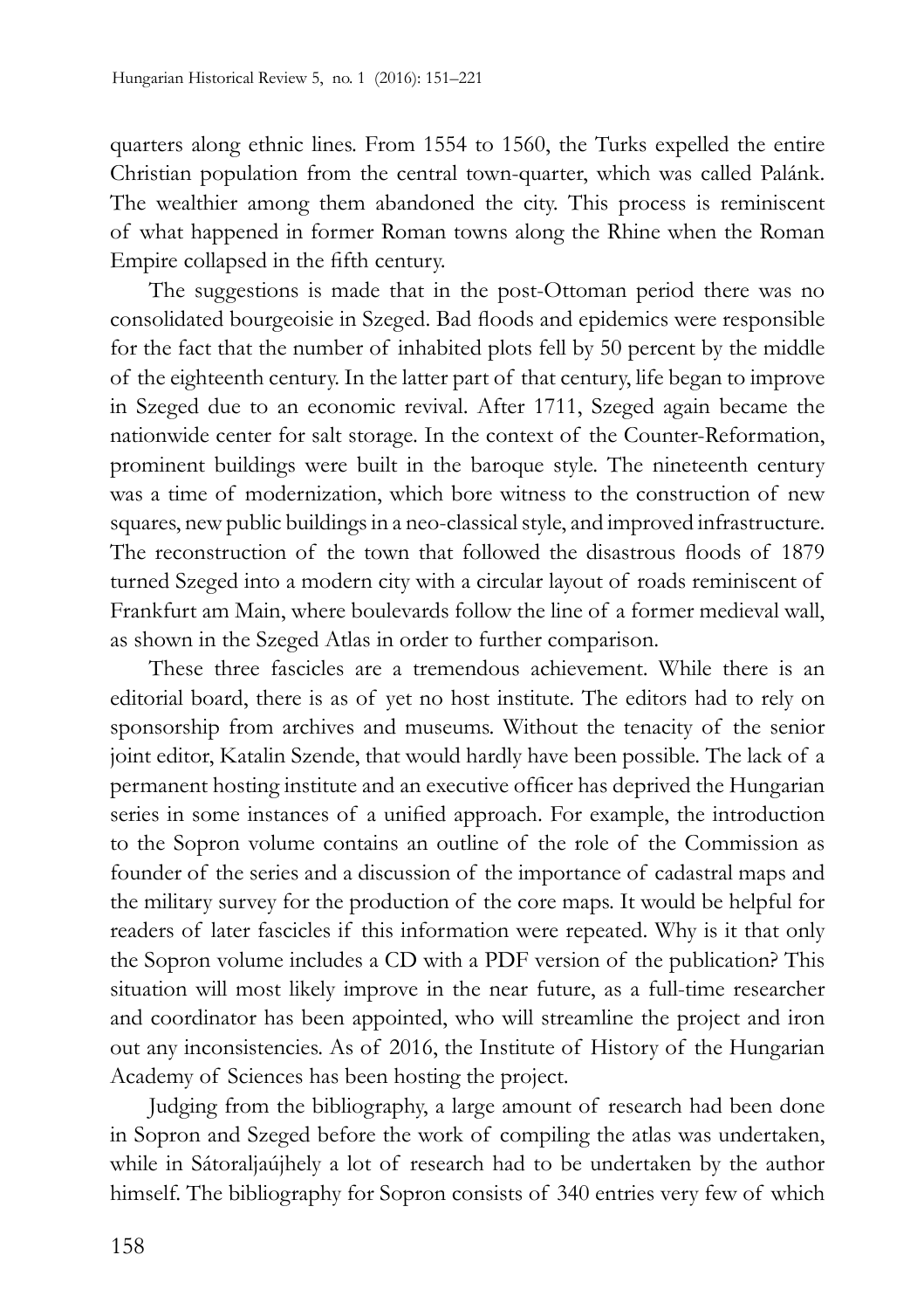quarters along ethnic lines. From 1554 to 1560, the Turks expelled the entire Christian population from the central town-quarter, which was called Palánk. The wealthier among them abandoned the city. This process is reminiscent of what happened in former Roman towns along the Rhine when the Roman Empire collapsed in the fifth century.

The suggestions is made that in the post-Ottoman period there was no consolidated bourgeoisie in Szeged. Bad floods and epidemics were responsible for the fact that the number of inhabited plots fell by 50 percent by the middle of the eighteenth century. In the latter part of that century, life began to improve in Szeged due to an economic revival. After 1711, Szeged again became the nationwide center for salt storage. In the context of the Counter-Reformation, prominent buildings were built in the baroque style. The nineteenth century was a time of modernization, which bore witness to the construction of new squares, new public buildings in a neo-classical style, and improved infrastructure. The reconstruction of the town that followed the disastrous floods of 1879 turned Szeged into a modern city with a circular layout of roads reminiscent of Frankfurt am Main, where boulevards follow the line of a former medieval wall, as shown in the Szeged Atlas in order to further comparison.

These three fascicles are a tremendous achievement. While there is an editorial board, there is as of yet no host institute. The editors had to rely on sponsorship from archives and museums. Without the tenacity of the senior joint editor, Katalin Szende, that would hardly have been possible. The lack of a permanent hosting institute and an executive officer has deprived the Hungarian series in some instances of a unified approach. For example, the introduction to the Sopron volume contains an outline of the role of the Commission as founder of the series and a discussion of the importance of cadastral maps and the military survey for the production of the core maps. It would be helpful for readers of later fascicles if this information were repeated. Why is it that only the Sopron volume includes a CD with a PDF version of the publication? This situation will most likely improve in the near future, as a full-time researcher and coordinator has been appointed, who will streamline the project and iron out any inconsistencies. As of 2016, the Institute of History of the Hungarian Academy of Sciences has been hosting the project.

Judging from the bibliography, a large amount of research had been done in Sopron and Szeged before the work of compiling the atlas was undertaken, while in Sátoraljaújhely a lot of research had to be undertaken by the author himself. The bibliography for Sopron consists of 340 entries very few of which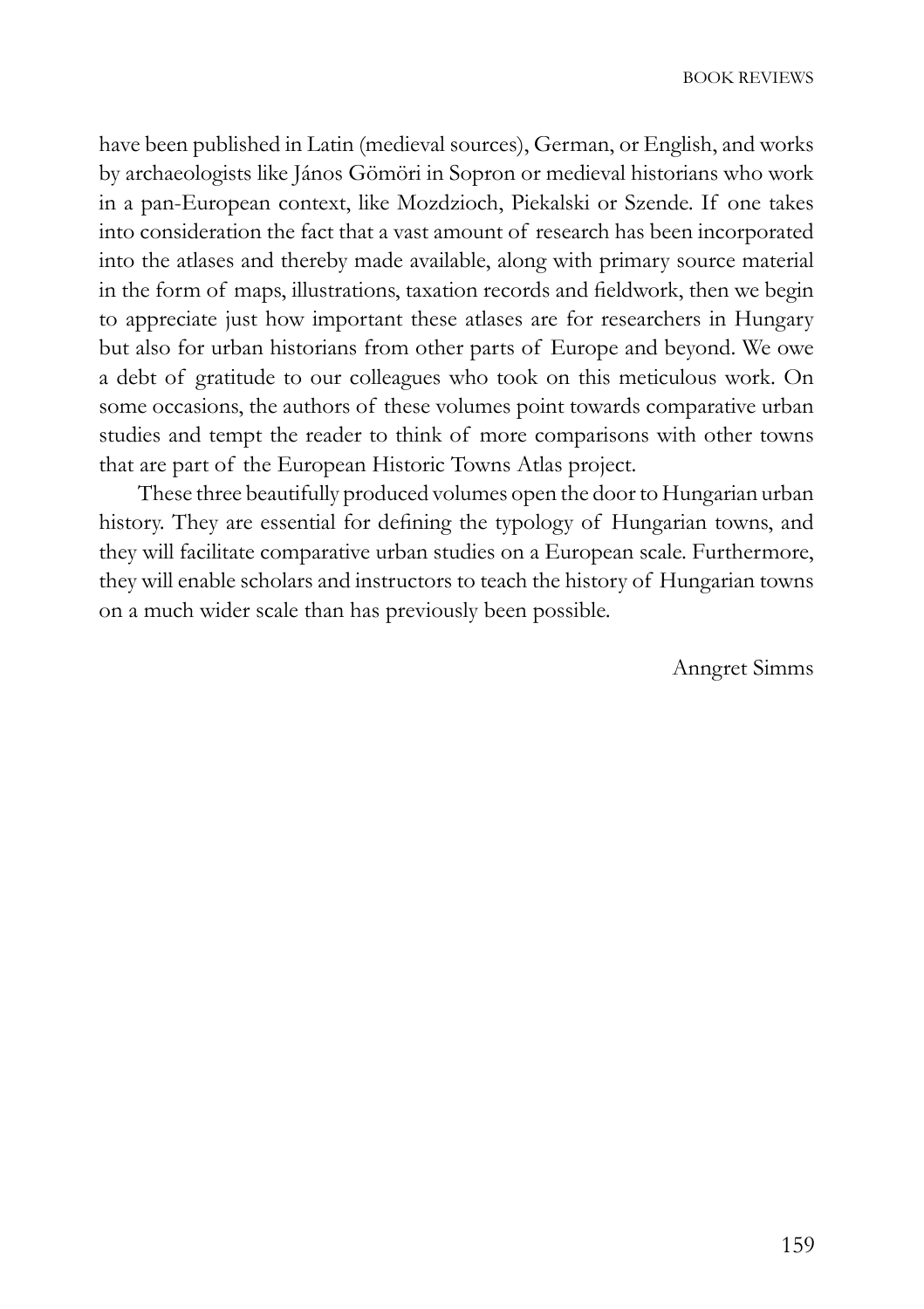have been published in Latin (medieval sources), German, or English, and works by archaeologists like János Gömöri in Sopron or medieval historians who work in a pan-European context, like Mozdzioch, Piekalski or Szende. If one takes into consideration the fact that a vast amount of research has been incorporated into the atlases and thereby made available, along with primary source material in the form of maps, illustrations, taxation records and fieldwork, then we begin to appreciate just how important these atlases are for researchers in Hungary but also for urban historians from other parts of Europe and beyond. We owe a debt of gratitude to our colleagues who took on this meticulous work. On some occasions, the authors of these volumes point towards comparative urban studies and tempt the reader to think of more comparisons with other towns that are part of the European Historic Towns Atlas project.

These three beautifully produced volumes open the door to Hungarian urban history. They are essential for defining the typology of Hungarian towns, and they will facilitate comparative urban studies on a European scale. Furthermore, they will enable scholars and instructors to teach the history of Hungarian towns on a much wider scale than has previously been possible.

Anngret Simms